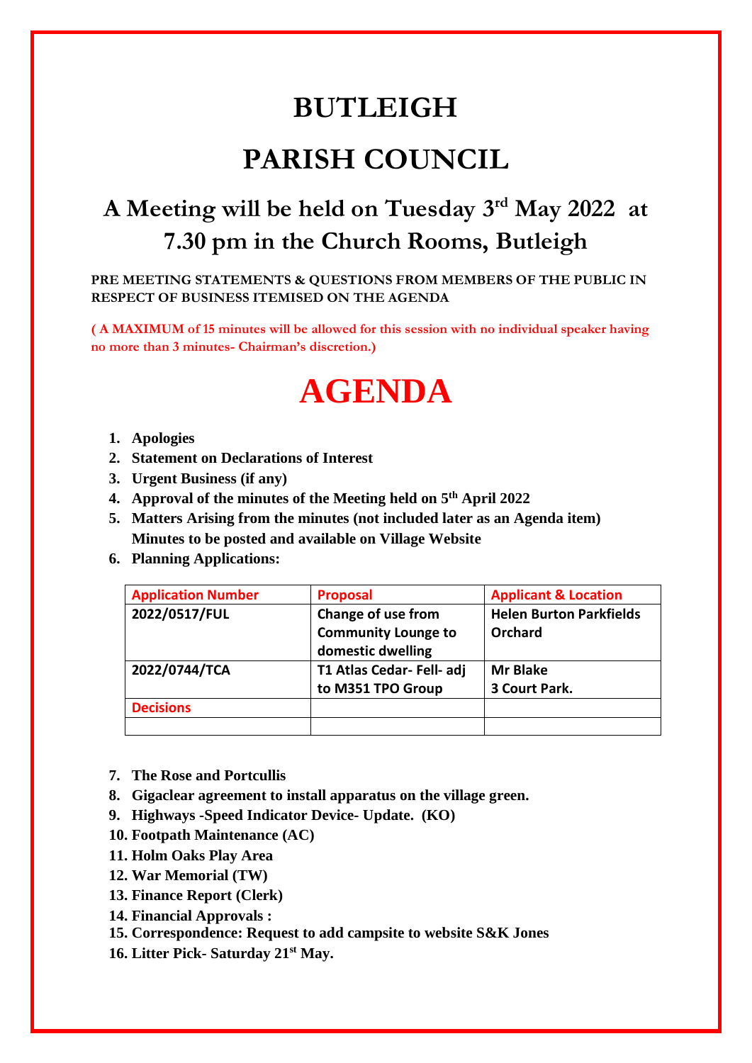# BUTLEIGH

# PARISH COUNCIL

## A Meeting will be held on Tuesday 3rd May 2022 at 7.30 pm in the Church Rooms, Butleigh

**PRE MEETING STATEMENTS & QUESTIONS FROM MEMBERS OF THE PUBLIC IN RESPECT OF BUSINESS ITEMISED ON THE AGENDA**

**( A MAXIMUM of 15 minutes will be allowed for this session with no individual speaker having no more than 3 minutes- Chairman's discretion.)**

# AGENDA

1. **Apologies**
2. **Statement on Declarations of Interest**
3. **Urgent Business (if any)**
4. **Approval of the minutes of the Meeting held on 5th April 2022**
5. **Matters Arising from the minutes (not included later as an Agenda item) Minutes to be posted and available on Village Website**
6. **Planning Applications:**

| Application Number | Proposal | Applicant & Location |
|---|---|---|
| **2022/0517/FUL** | **Change of use from Community Lounge to domestic dwelling** | **Helen Burton Parkfields Orchard** |
| **2022/0744/TCA** | **T1 Atlas Cedar- Fell- adj to M351 TPO Group** | **Mr Blake 3 Court Park.** |
| **Decisions** | | |
| | | |

7. **The Rose and Portcullis**
8. **Gigaclear agreement to install apparatus on the village green.**
9. **Highways -Speed Indicator Device- Update. (KO)**
10. **Footpath Maintenance (AC)**
11. **Holm Oaks Play Area**
12. **War Memorial (TW)**
13. **Finance Report (Clerk)**
14. **Financial Approvals :**
15. **Correspondence: Request to add campsite to website S&K Jones**
16. **Litter Pick- Saturday 21st May.**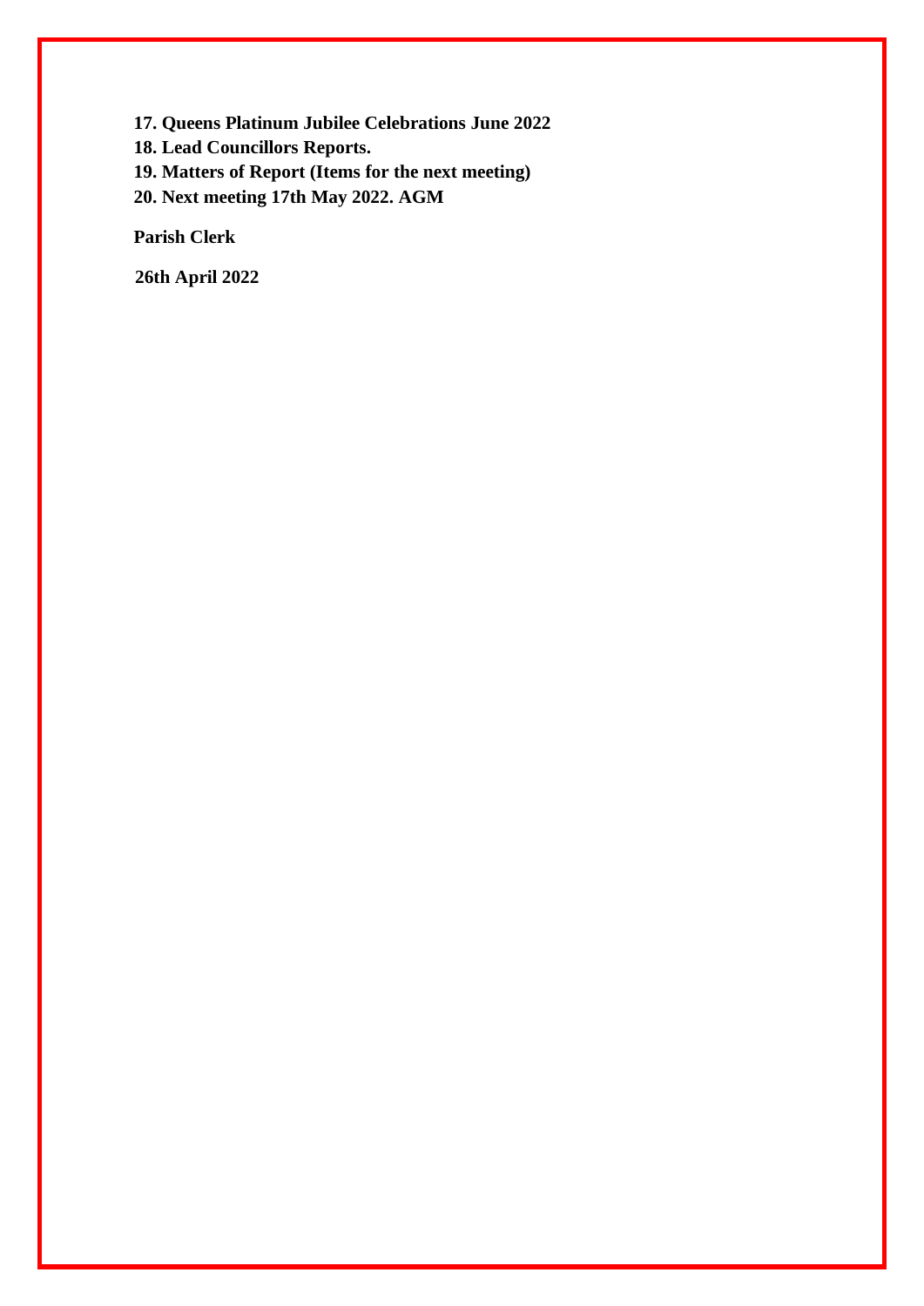**17. Queens Platinum Jubilee Celebrations June 2022**

**18. Lead Councillors Reports.**

**19. Matters of Report (Items for the next meeting)**

**20. Next meeting 17th May 2022. AGM**

**Parish Clerk**

**26th April 2022**